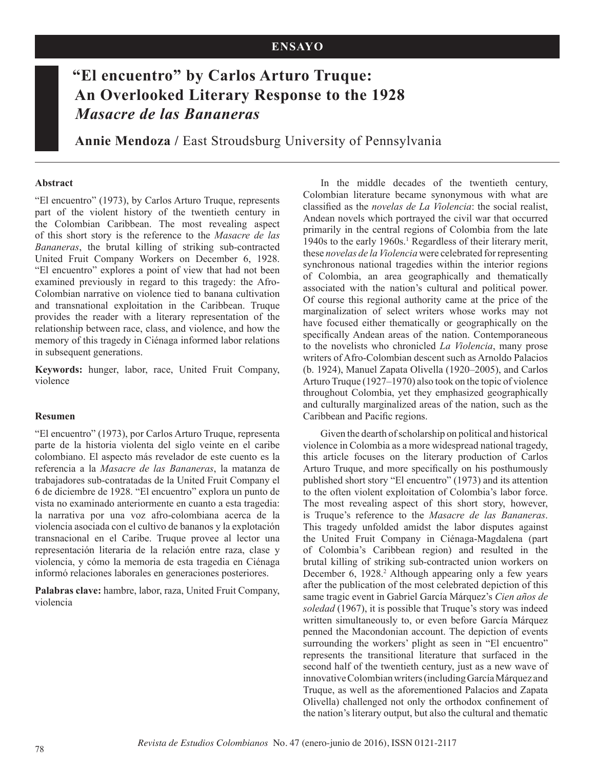ENSAYO

# "El encuentro" by Carlos Arturo Truque: An Overlooked Literary Response to the 1928 *Masacre de las Bananeras*

**Annie Mendoza** / East Stroudsburg University of Pennsylvania

---

**Abstract**

"El encuentro" (1973), by Carlos Arturo Truque, represents part of the violent history of the twentieth century in the Colombian Caribbean. The most revealing aspect of this short story is the reference to the *Masacre de las Bananeras*, the brutal killing of striking sub-contracted United Fruit Company Workers on December 6, 1928. "El encuentro" explores a point of view that had not been examined previously in regard to this tragedy: the Afro-Colombian narrative on violence tied to banana cultivation and transnational exploitation in the Caribbean. Truque provides the reader with a literary representation of the relationship between race, class, and violence, and how the memory of this tragedy in Ciénaga informed labor relations in subsequent generations.

**Keywords:** hunger, labor, race, United Fruit Company, violence

**Resumen**

"El encuentro" (1973), por Carlos Arturo Truque, representa parte de la historia violenta del siglo veinte en el caribe colombiano. El aspecto más revelador de este cuento es la referencia a la *Masacre de las Bananeras*, la matanza de trabajadores sub-contratadas de la United Fruit Company el 6 de diciembre de 1928. "El encuentro" explora un punto de vista no examinado anteriormente en cuanto a esta tragedia: la narrativa por una voz afro-colombiana acerca de la violencia asociada con el cultivo de bananos y la explotación transnacional en el Caribe. Truque provee al lector una representación literaria de la relación entre raza, clase y violencia, y cómo la memoria de esta tragedia en Ciénaga informó relaciones laborales en generaciones posteriores.

**Palabras clave:** hambre, labor, raza, United Fruit Company, violencia

---

In the middle decades of the twentieth century, Colombian literature became synonymous with what are classified as the *novelas de La Violencia*: the social realist, Andean novels which portrayed the civil war that occurred primarily in the central regions of Colombia from the late 1940s to the early 1960s.[1] Regardless of their literary merit, these *novelas de la Violencia* were celebrated for representing synchronous national tragedies within the interior regions of Colombia, an area geographically and thematically associated with the nation's cultural and political power. Of course this regional authority came at the price of the marginalization of select writers whose works may not have focused either thematically or geographically on the specifically Andean areas of the nation. Contemporaneous to the novelists who chronicled *La Violencia*, many prose writers of Afro-Colombian descent such as Arnoldo Palacios (b. 1924), Manuel Zapata Olivella (1920–2005), and Carlos Arturo Truque (1927–1970) also took on the topic of violence throughout Colombia, yet they emphasized geographically and culturally marginalized areas of the nation, such as the Caribbean and Pacific regions.

Given the dearth of scholarship on political and historical violence in Colombia as a more widespread national tragedy, this article focuses on the literary production of Carlos Arturo Truque, and more specifically on his posthumously published short story "El encuentro" (1973) and its attention to the often violent exploitation of Colombia's labor force. The most revealing aspect of this short story, however, is Truque's reference to the *Masacre de las Bananeras*. This tragedy unfolded amidst the labor disputes against the United Fruit Company in Ciénaga-Magdalena (part of Colombia's Caribbean region) and resulted in the brutal killing of striking sub-contracted union workers on December 6, 1928.[2] Although appearing only a few years after the publication of the most celebrated depiction of this same tragic event in Gabriel García Márquez's *Cien años de soledad* (1967), it is possible that Truque's story was indeed written simultaneously to, or even before García Márquez penned the Macondonian account. The depiction of events surrounding the workers' plight as seen in "El encuentro" represents the transitional literature that surfaced in the second half of the twentieth century, just as a new wave of innovative Colombian writers (including García Márquez and Truque, as well as the aforementioned Palacios and Zapata Olivella) challenged not only the orthodox confinement of the nation's literary output, but also the cultural and thematic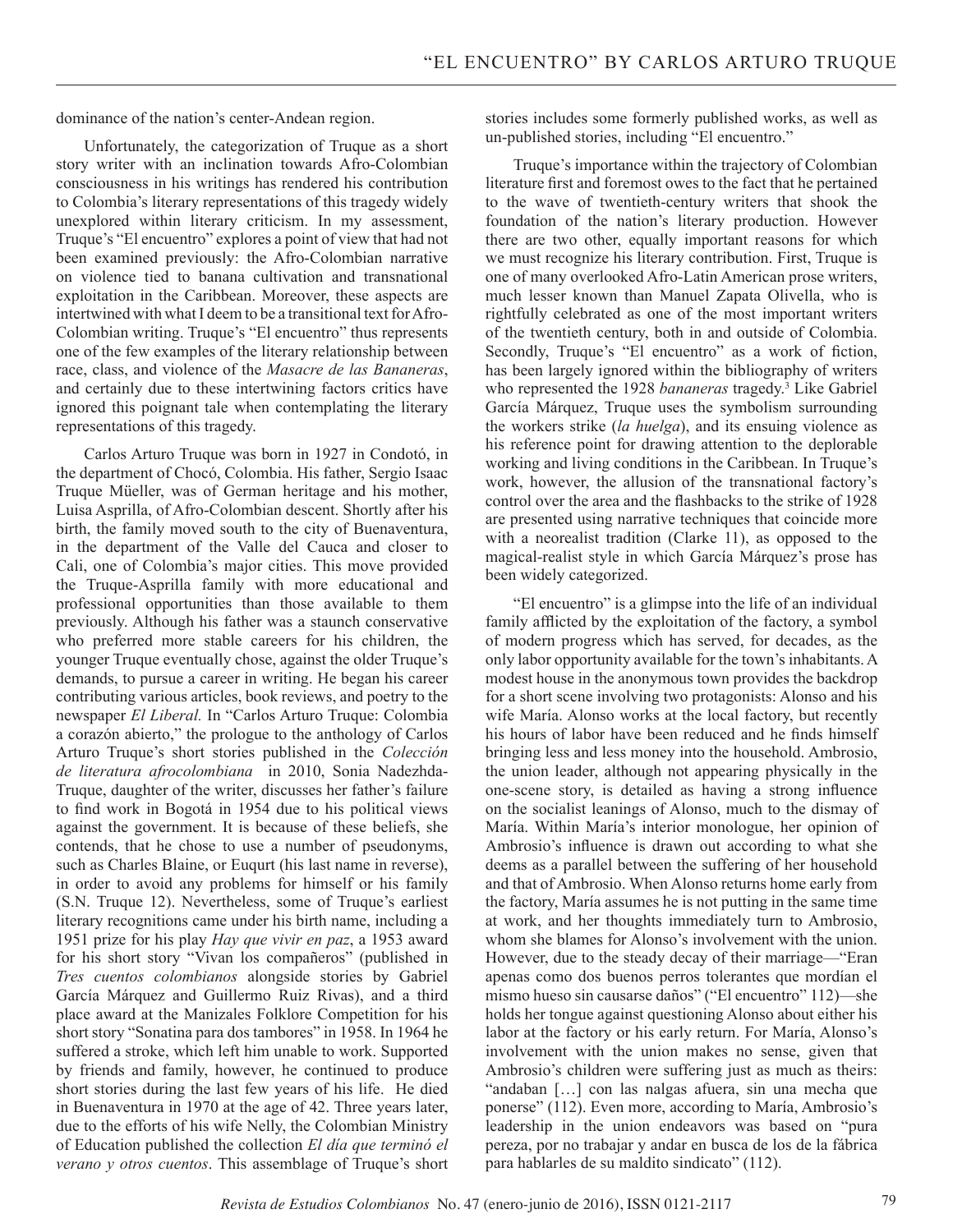dominance of the nation's center-Andean region.

Unfortunately, the categorization of Truque as a short story writer with an inclination towards Afro-Colombian consciousness in his writings has rendered his contribution to Colombia's literary representations of this tragedy widely unexplored within literary criticism. In my assessment, Truque's "El encuentro" explores a point of view that had not been examined previously: the Afro-Colombian narrative on violence tied to banana cultivation and transnational exploitation in the Caribbean. Moreover, these aspects are intertwined with what I deem to be a transitional text for Afro-Colombian writing. Truque's "El encuentro" thus represents one of the few examples of the literary relationship between race, class, and violence of the *Masacre de las Bananeras*, and certainly due to these intertwining factors critics have ignored this poignant tale when contemplating the literary representations of this tragedy.

Carlos Arturo Truque was born in 1927 in Condotó, in the department of Chocó, Colombia. His father, Sergio Isaac Truque Müeller, was of German heritage and his mother, Luisa Asprilla, of Afro-Colombian descent. Shortly after his birth, the family moved south to the city of Buenaventura, in the department of the Valle del Cauca and closer to Cali, one of Colombia's major cities. This move provided the Truque-Asprilla family with more educational and professional opportunities than those available to them previously. Although his father was a staunch conservative who preferred more stable careers for his children, the younger Truque eventually chose, against the older Truque's demands, to pursue a career in writing. He began his career contributing various articles, book reviews, and poetry to the newspaper *El Liberal.* In "Carlos Arturo Truque: Colombia a corazón abierto," the prologue to the anthology of Carlos Arturo Truque's short stories published in the *Colección de literatura afrocolombiana* in 2010, Sonia Nadezhda-Truque, daughter of the writer, discusses her father's failure to find work in Bogotá in 1954 due to his political views against the government. It is because of these beliefs, she contends, that he chose to use a number of pseudonyms, such as Charles Blaine, or Euqurt (his last name in reverse), in order to avoid any problems for himself or his family (S.N. Truque 12). Nevertheless, some of Truque's earliest literary recognitions came under his birth name, including a 1951 prize for his play *Hay que vivir en paz*, a 1953 award for his short story "Vivan los compañeros" (published in *Tres cuentos colombianos* alongside stories by Gabriel García Márquez and Guillermo Ruiz Rivas), and a third place award at the Manizales Folklore Competition for his short story "Sonatina para dos tambores" in 1958. In 1964 he suffered a stroke, which left him unable to work. Supported by friends and family, however, he continued to produce short stories during the last few years of his life. He died in Buenaventura in 1970 at the age of 42. Three years later, due to the efforts of his wife Nelly, the Colombian Ministry of Education published the collection *El día que terminó el verano y otros cuentos*. This assemblage of Truque's short stories includes some formerly published works, as well as un-published stories, including "El encuentro."

Truque's importance within the trajectory of Colombian literature first and foremost owes to the fact that he pertained to the wave of twentieth-century writers that shook the foundation of the nation's literary production. However there are two other, equally important reasons for which we must recognize his literary contribution. First, Truque is one of many overlooked Afro-Latin American prose writers, much lesser known than Manuel Zapata Olivella, who is rightfully celebrated as one of the most important writers of the twentieth century, both in and outside of Colombia. Secondly, Truque's "El encuentro" as a work of fiction, has been largely ignored within the bibliography of writers who represented the 1928 *bananeras* tragedy.[3] Like Gabriel García Márquez, Truque uses the symbolism surrounding the workers strike (*la huelga*), and its ensuing violence as his reference point for drawing attention to the deplorable working and living conditions in the Caribbean. In Truque's work, however, the allusion of the transnational factory's control over the area and the flashbacks to the strike of 1928 are presented using narrative techniques that coincide more with a neorealist tradition (Clarke 11), as opposed to the magical-realist style in which García Márquez's prose has been widely categorized.

"El encuentro" is a glimpse into the life of an individual family afflicted by the exploitation of the factory, a symbol of modern progress which has served, for decades, as the only labor opportunity available for the town's inhabitants. A modest house in the anonymous town provides the backdrop for a short scene involving two protagonists: Alonso and his wife María. Alonso works at the local factory, but recently his hours of labor have been reduced and he finds himself bringing less and less money into the household. Ambrosio, the union leader, although not appearing physically in the one-scene story, is detailed as having a strong influence on the socialist leanings of Alonso, much to the dismay of María. Within María's interior monologue, her opinion of Ambrosio's influence is drawn out according to what she deems as a parallel between the suffering of her household and that of Ambrosio. When Alonso returns home early from the factory, María assumes he is not putting in the same time at work, and her thoughts immediately turn to Ambrosio, whom she blames for Alonso's involvement with the union. However, due to the steady decay of their marriage—"Eran apenas como dos buenos perros tolerantes que mordían el mismo hueso sin causarse daños" ("El encuentro" 112)—she holds her tongue against questioning Alonso about either his labor at the factory or his early return. For María, Alonso's involvement with the union makes no sense, given that Ambrosio's children were suffering just as much as theirs: "andaban […] con las nalgas afuera, sin una mecha que ponerse" (112). Even more, according to María, Ambrosio's leadership in the union endeavors was based on "pura pereza, por no trabajar y andar en busca de los de la fábrica para hablarles de su maldito sindicato" (112).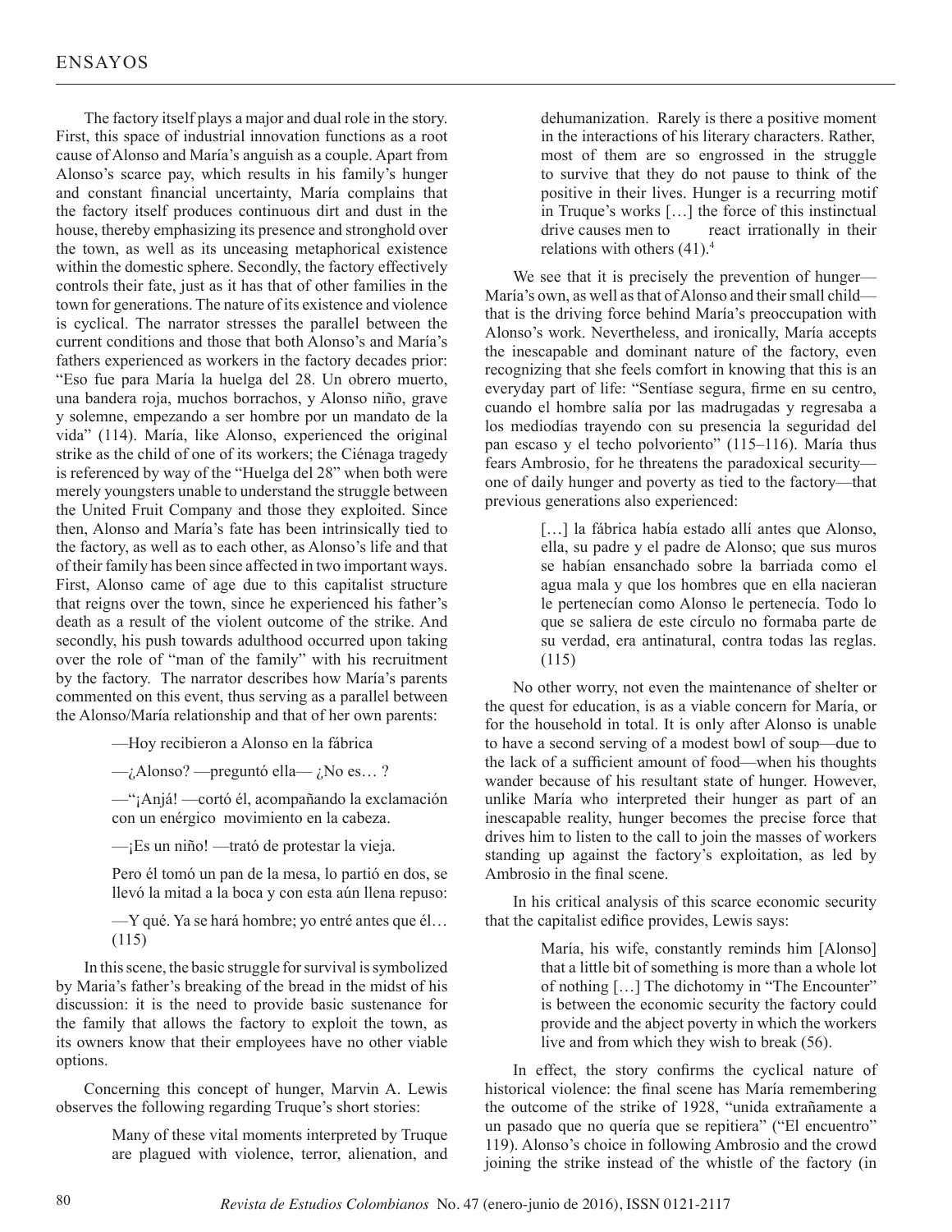The factory itself plays a major and dual role in the story. First, this space of industrial innovation functions as a root cause of Alonso and María's anguish as a couple. Apart from Alonso's scarce pay, which results in his family's hunger and constant financial uncertainty, María complains that the factory itself produces continuous dirt and dust in the house, thereby emphasizing its presence and stronghold over the town, as well as its unceasing metaphorical existence within the domestic sphere. Secondly, the factory effectively controls their fate, just as it has that of other families in the town for generations. The nature of its existence and violence is cyclical. The narrator stresses the parallel between the current conditions and those that both Alonso's and María's fathers experienced as workers in the factory decades prior: "Eso fue para María la huelga del 28. Un obrero muerto, una bandera roja, muchos borrachos, y Alonso niño, grave y solemne, empezando a ser hombre por un mandato de la vida" (114). María, like Alonso, experienced the original strike as the child of one of its workers; the Ciénaga tragedy is referenced by way of the "Huelga del 28" when both were merely youngsters unable to understand the struggle between the United Fruit Company and those they exploited. Since then, Alonso and María's fate has been intrinsically tied to the factory, as well as to each other, as Alonso's life and that of their family has been since affected in two important ways. First, Alonso came of age due to this capitalist structure that reigns over the town, since he experienced his father's death as a result of the violent outcome of the strike. And secondly, his push towards adulthood occurred upon taking over the role of "man of the family" with his recruitment by the factory. The narrator describes how María's parents commented on this event, thus serving as a parallel between the Alonso/María relationship and that of her own parents:

> —Hoy recibieron a Alonso en la fábrica
>
> —¿Alonso? —preguntó ella— ¿No es… ?
>
> —"¡Anjá! —cortó él, acompañando la exclamación con un enérgico movimiento en la cabeza.
>
> —¡Es un niño! —trató de protestar la vieja.
>
> Pero él tomó un pan de la mesa, lo partió en dos, se llevó la mitad a la boca y con esta aún llena repuso:
>
> —Y qué. Ya se hará hombre; yo entré antes que él… (115)

In this scene, the basic struggle for survival is symbolized by Maria's father's breaking of the bread in the midst of his discussion: it is the need to provide basic sustenance for the family that allows the factory to exploit the town, as its owners know that their employees have no other viable options.

Concerning this concept of hunger, Marvin A. Lewis observes the following regarding Truque's short stories:

> Many of these vital moments interpreted by Truque are plagued with violence, terror, alienation, and dehumanization. Rarely is there a positive moment in the interactions of his literary characters. Rather, most of them are so engrossed in the struggle to survive that they do not pause to think of the positive in their lives. Hunger is a recurring motif in Truque's works […] the force of this instinctual drive causes men to react irrationally in their relations with others (41).[4]

We see that it is precisely the prevention of hunger—María's own, as well as that of Alonso and their small child—that is the driving force behind María's preoccupation with Alonso's work. Nevertheless, and ironically, María accepts the inescapable and dominant nature of the factory, even recognizing that she feels comfort in knowing that this is an everyday part of life: "Sentíase segura, firme en su centro, cuando el hombre salía por las madrugadas y regresaba a los mediodías trayendo con su presencia la seguridad del pan escaso y el techo polvoriento" (115–116). María thus fears Ambrosio, for he threatens the paradoxical security—one of daily hunger and poverty as tied to the factory—that previous generations also experienced:

> […] la fábrica había estado allí antes que Alonso, ella, su padre y el padre de Alonso; que sus muros se habían ensanchado sobre la barriada como el agua mala y que los hombres que en ella nacieran le pertenecían como Alonso le pertenecía. Todo lo que se saliera de este círculo no formaba parte de su verdad, era antinatural, contra todas las reglas. (115)

No other worry, not even the maintenance of shelter or the quest for education, is as a viable concern for María, or for the household in total. It is only after Alonso is unable to have a second serving of a modest bowl of soup—due to the lack of a sufficient amount of food—when his thoughts wander because of his resultant state of hunger. However, unlike María who interpreted their hunger as part of an inescapable reality, hunger becomes the precise force that drives him to listen to the call to join the masses of workers standing up against the factory's exploitation, as led by Ambrosio in the final scene.

In his critical analysis of this scarce economic security that the capitalist edifice provides, Lewis says:

> María, his wife, constantly reminds him [Alonso] that a little bit of something is more than a whole lot of nothing […] The dichotomy in "The Encounter" is between the economic security the factory could provide and the abject poverty in which the workers live and from which they wish to break (56).

In effect, the story confirms the cyclical nature of historical violence: the final scene has María remembering the outcome of the strike of 1928, "unida extrañamente a un pasado que no quería que se repitiera" ("El encuentro" 119). Alonso's choice in following Ambrosio and the crowd joining the strike instead of the whistle of the factory (in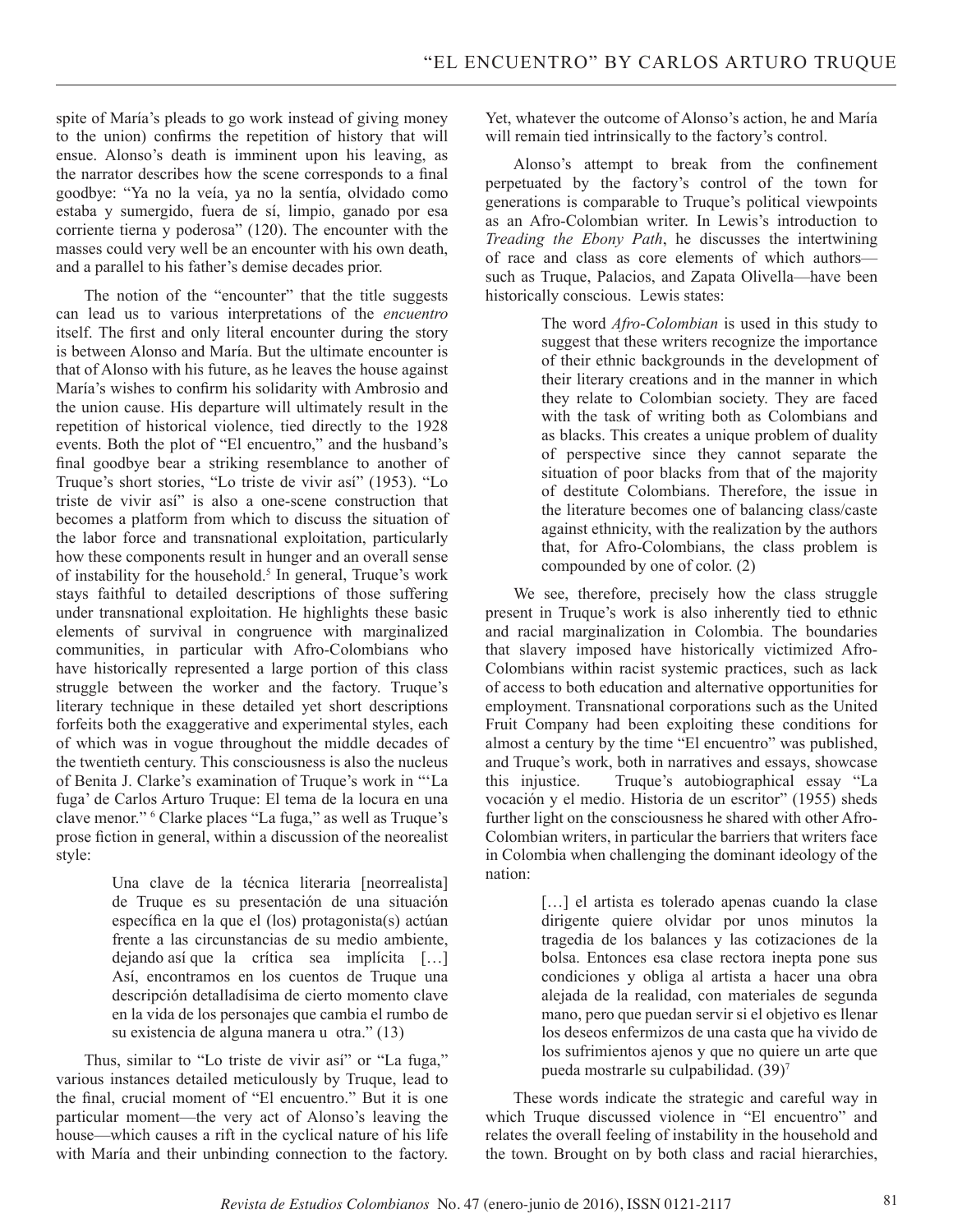spite of María's pleads to go work instead of giving money to the union) confirms the repetition of history that will ensue. Alonso's death is imminent upon his leaving, as the narrator describes how the scene corresponds to a final goodbye: "Ya no la veía, ya no la sentía, olvidado como estaba y sumergido, fuera de sí, limpio, ganado por esa corriente tierna y poderosa" (120). The encounter with the masses could very well be an encounter with his own death, and a parallel to his father's demise decades prior.

The notion of the "encounter" that the title suggests can lead us to various interpretations of the *encuentro* itself. The first and only literal encounter during the story is between Alonso and María. But the ultimate encounter is that of Alonso with his future, as he leaves the house against María's wishes to confirm his solidarity with Ambrosio and the union cause. His departure will ultimately result in the repetition of historical violence, tied directly to the 1928 events. Both the plot of "El encuentro," and the husband's final goodbye bear a striking resemblance to another of Truque's short stories, "Lo triste de vivir así" (1953). "Lo triste de vivir así" is also a one-scene construction that becomes a platform from which to discuss the situation of the labor force and transnational exploitation, particularly how these components result in hunger and an overall sense of instability for the household.[5] In general, Truque's work stays faithful to detailed descriptions of those suffering under transnational exploitation. He highlights these basic elements of survival in congruence with marginalized communities, in particular with Afro-Colombians who have historically represented a large portion of this class struggle between the worker and the factory. Truque's literary technique in these detailed yet short descriptions forfeits both the exaggerative and experimental styles, each of which was in vogue throughout the middle decades of the twentieth century. This consciousness is also the nucleus of Benita J. Clarke's examination of Truque's work in "'La fuga' de Carlos Arturo Truque: El tema de la locura en una clave menor."[6] Clarke places "La fuga," as well as Truque's prose fiction in general, within a discussion of the neorealist style:

> Una clave de la técnica literaria [neorrealista] de Truque es su presentación de una situación específica en la que el (los) protagonista(s) actúan frente a las circunstancias de su medio ambiente, dejando así que la crítica sea implícita […] Así, encontramos en los cuentos de Truque una descripción detalladísima de cierto momento clave en la vida de los personajes que cambia el rumbo de su existencia de alguna manera u otra." (13)

Thus, similar to "Lo triste de vivir así" or "La fuga," various instances detailed meticulously by Truque, lead to the final, crucial moment of "El encuentro." But it is one particular moment—the very act of Alonso's leaving the house—which causes a rift in the cyclical nature of his life with María and their unbinding connection to the factory. Yet, whatever the outcome of Alonso's action, he and María will remain tied intrinsically to the factory's control.

Alonso's attempt to break from the confinement perpetuated by the factory's control of the town for generations is comparable to Truque's political viewpoints as an Afro-Colombian writer. In Lewis's introduction to *Treading the Ebony Path*, he discusses the intertwining of race and class as core elements of which authors—such as Truque, Palacios, and Zapata Olivella—have been historically conscious. Lewis states:

> The word *Afro-Colombian* is used in this study to suggest that these writers recognize the importance of their ethnic backgrounds in the development of their literary creations and in the manner in which they relate to Colombian society. They are faced with the task of writing both as Colombians and as blacks. This creates a unique problem of duality of perspective since they cannot separate the situation of poor blacks from that of the majority of destitute Colombians. Therefore, the issue in the literature becomes one of balancing class/caste against ethnicity, with the realization by the authors that, for Afro-Colombians, the class problem is compounded by one of color. (2)

We see, therefore, precisely how the class struggle present in Truque's work is also inherently tied to ethnic and racial marginalization in Colombia. The boundaries that slavery imposed have historically victimized Afro-Colombians within racist systemic practices, such as lack of access to both education and alternative opportunities for employment. Transnational corporations such as the United Fruit Company had been exploiting these conditions for almost a century by the time "El encuentro" was published, and Truque's work, both in narratives and essays, showcase this injustice. Truque's autobiographical essay "La vocación y el medio. Historia de un escritor" (1955) sheds further light on the consciousness he shared with other Afro-Colombian writers, in particular the barriers that writers face in Colombia when challenging the dominant ideology of the nation:

> […] el artista es tolerado apenas cuando la clase dirigente quiere olvidar por unos minutos la tragedia de los balances y las cotizaciones de la bolsa. Entonces esa clase rectora inepta pone sus condiciones y obliga al artista a hacer una obra alejada de la realidad, con materiales de segunda mano, pero que puedan servir si el objetivo es llenar los deseos enfermizos de una casta que ha vivido de los sufrimientos ajenos y que no quiere un arte que pueda mostrarle su culpabilidad. (39)[7]

These words indicate the strategic and careful way in which Truque discussed violence in "El encuentro" and relates the overall feeling of instability in the household and the town. Brought on by both class and racial hierarchies,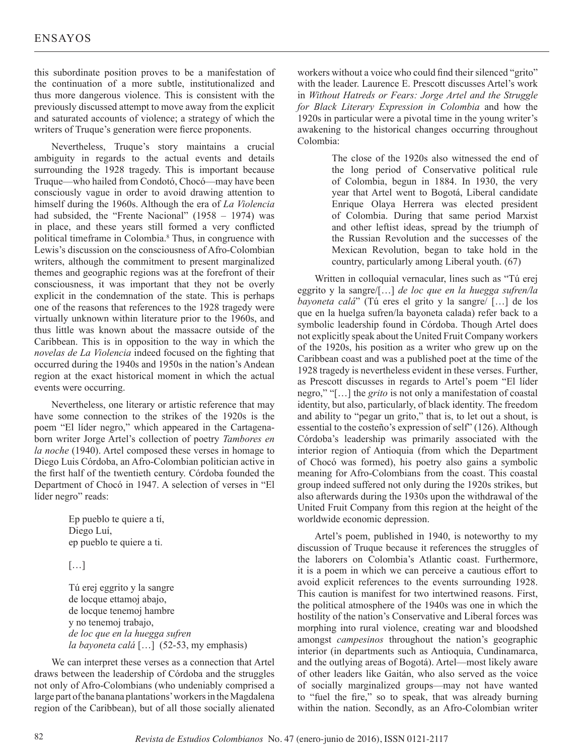this subordinate position proves to be a manifestation of the continuation of a more subtle, institutionalized and thus more dangerous violence. This is consistent with the previously discussed attempt to move away from the explicit and saturated accounts of violence; a strategy of which the writers of Truque's generation were fierce proponents.

Nevertheless, Truque's story maintains a crucial ambiguity in regards to the actual events and details surrounding the 1928 tragedy. This is important because Truque—who hailed from Condotó, Chocó—may have been consciously vague in order to avoid drawing attention to himself during the 1960s. Although the era of *La Violencia* had subsided, the "Frente Nacional" (1958 – 1974) was in place, and these years still formed a very conflicted political timeframe in Colombia.[8] Thus, in congruence with Lewis's discussion on the consciousness of Afro-Colombian writers, although the commitment to present marginalized themes and geographic regions was at the forefront of their consciousness, it was important that they not be overly explicit in the condemnation of the state. This is perhaps one of the reasons that references to the 1928 tragedy were virtually unknown within literature prior to the 1960s, and thus little was known about the massacre outside of the Caribbean. This is in opposition to the way in which the *novelas de La Violencia* indeed focused on the fighting that occurred during the 1940s and 1950s in the nation's Andean region at the exact historical moment in which the actual events were occurring.

Nevertheless, one literary or artistic reference that may have some connection to the strikes of the 1920s is the poem "El líder negro," which appeared in the Cartagena-born writer Jorge Artel's collection of poetry *Tambores en la noche* (1940). Artel composed these verses in homage to Diego Luis Córdoba, an Afro-Colombian politician active in the first half of the twentieth century. Córdoba founded the Department of Chocó in 1947. A selection of verses in "El líder negro" reads:

> Ep pueblo te quiere a tí,
> Diego Luí,
> ep pueblo te quiere a ti.
>
> […]
>
> Tú erej eggrito y la sangre
> de locque ettamoj abajo,
> de locque tenemoj hambre
> y no tenemoj trabajo,
> *de loc que en la huegga sufren*
> *la bayoneta calá* […] (52-53, my emphasis)

We can interpret these verses as a connection that Artel draws between the leadership of Córdoba and the struggles not only of Afro-Colombians (who undeniably comprised a large part of the banana plantations' workers in the Magdalena region of the Caribbean), but of all those socially alienated workers without a voice who could find their silenced "grito" with the leader. Laurence E. Prescott discusses Artel's work in *Without Hatreds or Fears: Jorge Artel and the Struggle for Black Literary Expression in Colombia* and how the 1920s in particular were a pivotal time in the young writer's awakening to the historical changes occurring throughout Colombia:

> The close of the 1920s also witnessed the end of the long period of Conservative political rule of Colombia, begun in 1884. In 1930, the very year that Artel went to Bogotá, Liberal candidate Enrique Olaya Herrera was elected president of Colombia. During that same period Marxist and other leftist ideas, spread by the triumph of the Russian Revolution and the successes of the Mexican Revolution, began to take hold in the country, particularly among Liberal youth. (67)

Written in colloquial vernacular, lines such as "Tú erej eggrito y la sangre/[…] *de loc que en la huegga sufren/la bayoneta calá*" (Tú eres el grito y la sangre/ […] de los que en la huelga sufren/la bayoneta calada) refer back to a symbolic leadership found in Córdoba. Though Artel does not explicitly speak about the United Fruit Company workers of the 1920s, his position as a writer who grew up on the Caribbean coast and was a published poet at the time of the 1928 tragedy is nevertheless evident in these verses. Further, as Prescott discusses in regards to Artel's poem "El líder negro," "[…] the *grito* is not only a manifestation of coastal identity, but also, particularly, of black identity. The freedom and ability to "pegar un grito," that is, to let out a shout, is essential to the costeño's expression of self" (126). Although Córdoba's leadership was primarily associated with the interior region of Antioquia (from which the Department of Chocó was formed), his poetry also gains a symbolic meaning for Afro-Colombians from the coast. This coastal group indeed suffered not only during the 1920s strikes, but also afterwards during the 1930s upon the withdrawal of the United Fruit Company from this region at the height of the worldwide economic depression.

Artel's poem, published in 1940, is noteworthy to my discussion of Truque because it references the struggles of the laborers on Colombia's Atlantic coast. Furthermore, it is a poem in which we can perceive a cautious effort to avoid explicit references to the events surrounding 1928. This caution is manifest for two intertwined reasons. First, the political atmosphere of the 1940s was one in which the hostility of the nation's Conservative and Liberal forces was morphing into rural violence, creating war and bloodshed amongst *campesinos* throughout the nation's geographic interior (in departments such as Antioquia, Cundinamarca, and the outlying areas of Bogotá). Artel—most likely aware of other leaders like Gaitán, who also served as the voice of socially marginalized groups—may not have wanted to "fuel the fire," so to speak, that was already burning within the nation. Secondly, as an Afro-Colombian writer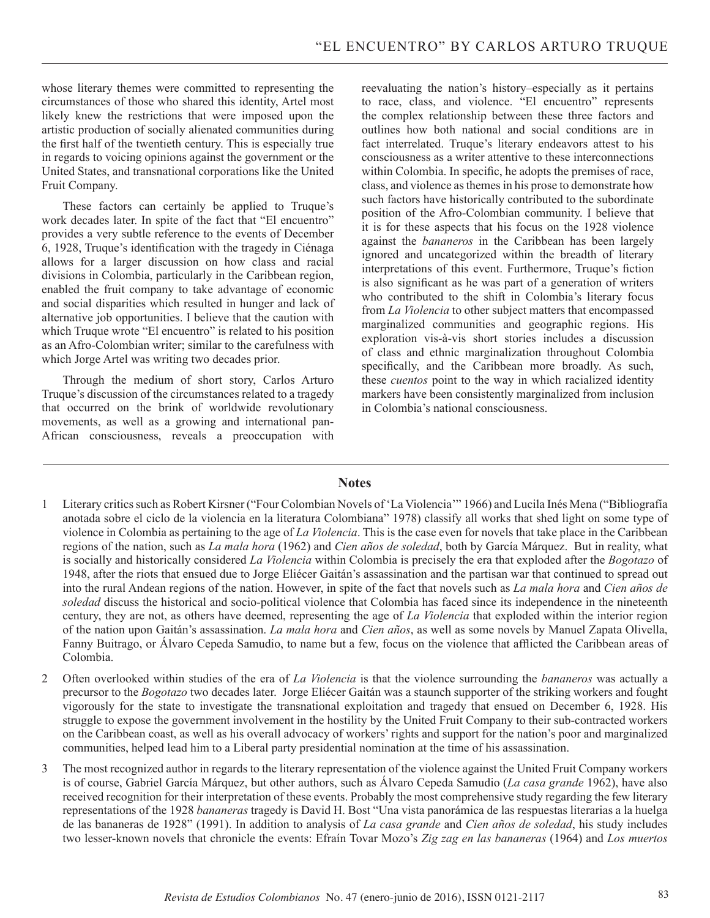whose literary themes were committed to representing the circumstances of those who shared this identity, Artel most likely knew the restrictions that were imposed upon the artistic production of socially alienated communities during the first half of the twentieth century. This is especially true in regards to voicing opinions against the government or the United States, and transnational corporations like the United Fruit Company.

These factors can certainly be applied to Truque's work decades later. In spite of the fact that "El encuentro" provides a very subtle reference to the events of December 6, 1928, Truque's identification with the tragedy in Ciénaga allows for a larger discussion on how class and racial divisions in Colombia, particularly in the Caribbean region, enabled the fruit company to take advantage of economic and social disparities which resulted in hunger and lack of alternative job opportunities. I believe that the caution with which Truque wrote "El encuentro" is related to his position as an Afro-Colombian writer; similar to the carefulness with which Jorge Artel was writing two decades prior.

Through the medium of short story, Carlos Arturo Truque's discussion of the circumstances related to a tragedy that occurred on the brink of worldwide revolutionary movements, as well as a growing and international pan-African consciousness, reveals a preoccupation with reevaluating the nation's history–especially as it pertains to race, class, and violence. "El encuentro" represents the complex relationship between these three factors and outlines how both national and social conditions are in fact interrelated. Truque's literary endeavors attest to his consciousness as a writer attentive to these interconnections within Colombia. In specific, he adopts the premises of race, class, and violence as themes in his prose to demonstrate how such factors have historically contributed to the subordinate position of the Afro-Colombian community. I believe that it is for these aspects that his focus on the 1928 violence against the *bananeros* in the Caribbean has been largely ignored and uncategorized within the breadth of literary interpretations of this event. Furthermore, Truque's fiction is also significant as he was part of a generation of writers who contributed to the shift in Colombia's literary focus from *La Violencia* to other subject matters that encompassed marginalized communities and geographic regions. His exploration vis-à-vis short stories includes a discussion of class and ethnic marginalization throughout Colombia specifically, and the Caribbean more broadly. As such, these *cuentos* point to the way in which racialized identity markers have been consistently marginalized from inclusion in Colombia's national consciousness.

## Notes

1 Literary critics such as Robert Kirsner ("Four Colombian Novels of 'La Violencia'" 1966) and Lucila Inés Mena ("Bibliografía anotada sobre el ciclo de la violencia en la literatura Colombiana" 1978) classify all works that shed light on some type of violence in Colombia as pertaining to the age of *La Violencia*. This is the case even for novels that take place in the Caribbean regions of the nation, such as *La mala hora* (1962) and *Cien años de soledad*, both by García Márquez. But in reality, what is socially and historically considered *La Violencia* within Colombia is precisely the era that exploded after the *Bogotazo* of 1948, after the riots that ensued due to Jorge Eliécer Gaitán's assassination and the partisan war that continued to spread out into the rural Andean regions of the nation. However, in spite of the fact that novels such as *La mala hora* and *Cien años de soledad* discuss the historical and socio-political violence that Colombia has faced since its independence in the nineteenth century, they are not, as others have deemed, representing the age of *La Violencia* that exploded within the interior region of the nation upon Gaitán's assassination. *La mala hora* and *Cien años*, as well as some novels by Manuel Zapata Olivella, Fanny Buitrago, or Álvaro Cepeda Samudio, to name but a few, focus on the violence that afflicted the Caribbean areas of Colombia.

2 Often overlooked within studies of the era of *La Violencia* is that the violence surrounding the *bananeros* was actually a precursor to the *Bogotazo* two decades later. Jorge Eliécer Gaitán was a staunch supporter of the striking workers and fought vigorously for the state to investigate the transnational exploitation and tragedy that ensued on December 6, 1928. His struggle to expose the government involvement in the hostility by the United Fruit Company to their sub-contracted workers on the Caribbean coast, as well as his overall advocacy of workers' rights and support for the nation's poor and marginalized communities, helped lead him to a Liberal party presidential nomination at the time of his assassination.

3 The most recognized author in regards to the literary representation of the violence against the United Fruit Company workers is of course, Gabriel García Márquez, but other authors, such as Álvaro Cepeda Samudio (*La casa grande* 1962), have also received recognition for their interpretation of these events. Probably the most comprehensive study regarding the few literary representations of the 1928 *bananeras* tragedy is David H. Bost "Una vista panorámica de las respuestas literarias a la huelga de las bananeras de 1928" (1991). In addition to analysis of *La casa grande* and *Cien años de soledad*, his study includes two lesser-known novels that chronicle the events: Efraín Tovar Mozo's *Zig zag en las bananeras* (1964) and *Los muertos*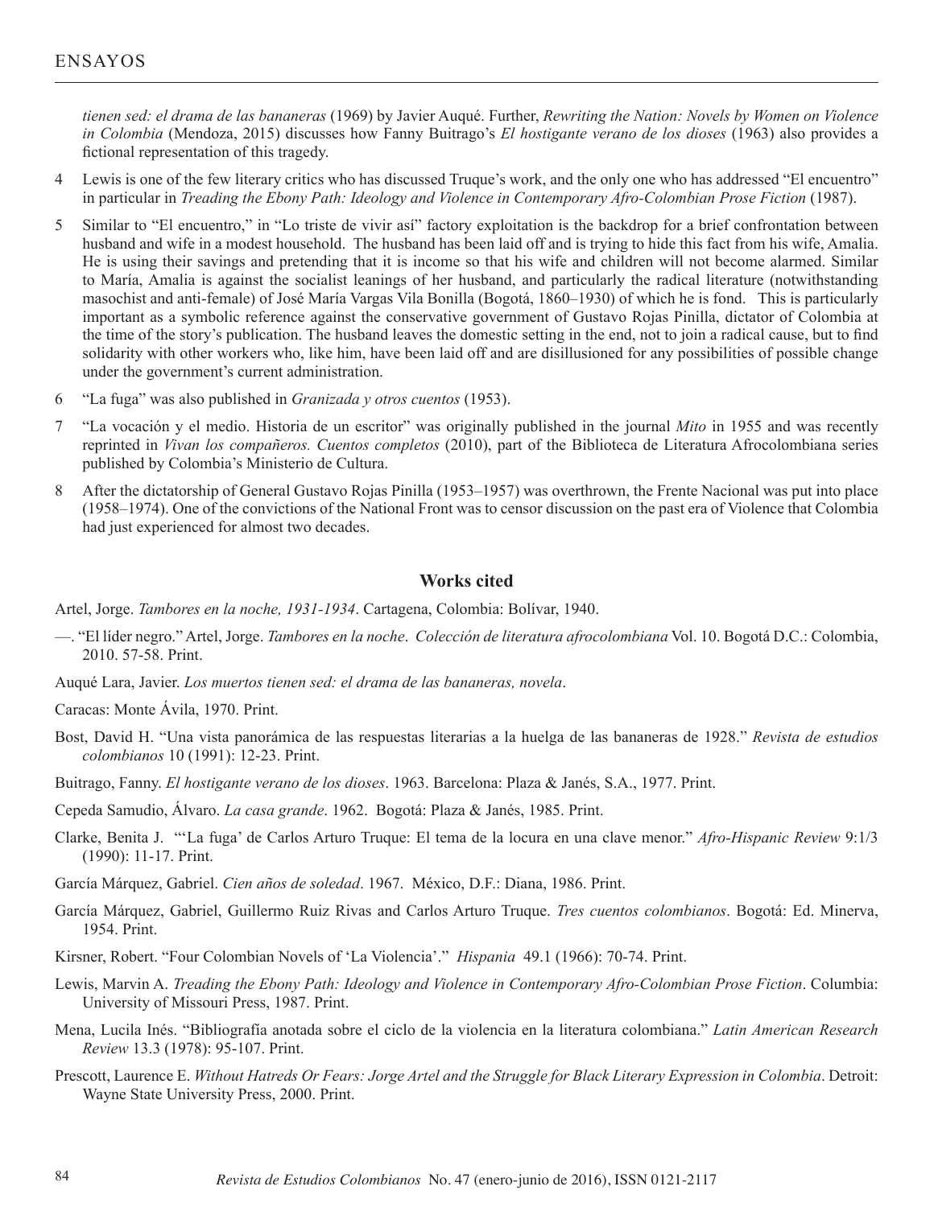*tienen sed: el drama de las bananeras* (1969) by Javier Auqué. Further, *Rewriting the Nation: Novels by Women on Violence in Colombia* (Mendoza, 2015) discusses how Fanny Buitrago's *El hostigante verano de los dioses* (1963) also provides a fictional representation of this tragedy.

4 Lewis is one of the few literary critics who has discussed Truque's work, and the only one who has addressed "El encuentro" in particular in *Treading the Ebony Path: Ideology and Violence in Contemporary Afro-Colombian Prose Fiction* (1987).

5 Similar to "El encuentro," in "Lo triste de vivir así" factory exploitation is the backdrop for a brief confrontation between husband and wife in a modest household. The husband has been laid off and is trying to hide this fact from his wife, Amalia. He is using their savings and pretending that it is income so that his wife and children will not become alarmed. Similar to María, Amalia is against the socialist leanings of her husband, and particularly the radical literature (notwithstanding masochist and anti-female) of José María Vargas Vila Bonilla (Bogotá, 1860–1930) of which he is fond. This is particularly important as a symbolic reference against the conservative government of Gustavo Rojas Pinilla, dictator of Colombia at the time of the story's publication. The husband leaves the domestic setting in the end, not to join a radical cause, but to find solidarity with other workers who, like him, have been laid off and are disillusioned for any possibilities of possible change under the government's current administration.

6 "La fuga" was also published in *Granizada y otros cuentos* (1953).

7 "La vocación y el medio. Historia de un escritor" was originally published in the journal *Mito* in 1955 and was recently reprinted in *Vivan los compañeros. Cuentos completos* (2010), part of the Biblioteca de Literatura Afrocolombiana series published by Colombia's Ministerio de Cultura.

8 After the dictatorship of General Gustavo Rojas Pinilla (1953–1957) was overthrown, the Frente Nacional was put into place (1958–1974). One of the convictions of the National Front was to censor discussion on the past era of Violence that Colombia had just experienced for almost two decades.

## Works cited

Artel, Jorge. *Tambores en la noche, 1931-1934*. Cartagena, Colombia: Bolívar, 1940.

—. "El líder negro." Artel, Jorge. *Tambores en la noche*. *Colección de literatura afrocolombiana* Vol. 10. Bogotá D.C.: Colombia, 2010. 57-58. Print.

Auqué Lara, Javier. *Los muertos tienen sed: el drama de las bananeras, novela*.

Caracas: Monte Ávila, 1970. Print.

Bost, David H. "Una vista panorámica de las respuestas literarias a la huelga de las bananeras de 1928." *Revista de estudios colombianos* 10 (1991): 12-23. Print.

Buitrago, Fanny. *El hostigante verano de los dioses*. 1963. Barcelona: Plaza & Janés, S.A., 1977. Print.

Cepeda Samudio, Álvaro. *La casa grande*. 1962. Bogotá: Plaza & Janés, 1985. Print.

Clarke, Benita J. "'La fuga' de Carlos Arturo Truque: El tema de la locura en una clave menor." *Afro-Hispanic Review* 9:1/3 (1990): 11-17. Print.

García Márquez, Gabriel. *Cien años de soledad*. 1967. México, D.F.: Diana, 1986. Print.

García Márquez, Gabriel, Guillermo Ruiz Rivas and Carlos Arturo Truque. *Tres cuentos colombianos*. Bogotá: Ed. Minerva, 1954. Print.

Kirsner, Robert. "Four Colombian Novels of 'La Violencia'." *Hispania* 49.1 (1966): 70-74. Print.

Lewis, Marvin A. *Treading the Ebony Path: Ideology and Violence in Contemporary Afro-Colombian Prose Fiction*. Columbia: University of Missouri Press, 1987. Print.

Mena, Lucila Inés. "Bibliografía anotada sobre el ciclo de la violencia en la literatura colombiana." *Latin American Research Review* 13.3 (1978): 95-107. Print.

Prescott, Laurence E. *Without Hatreds Or Fears: Jorge Artel and the Struggle for Black Literary Expression in Colombia*. Detroit: Wayne State University Press, 2000. Print.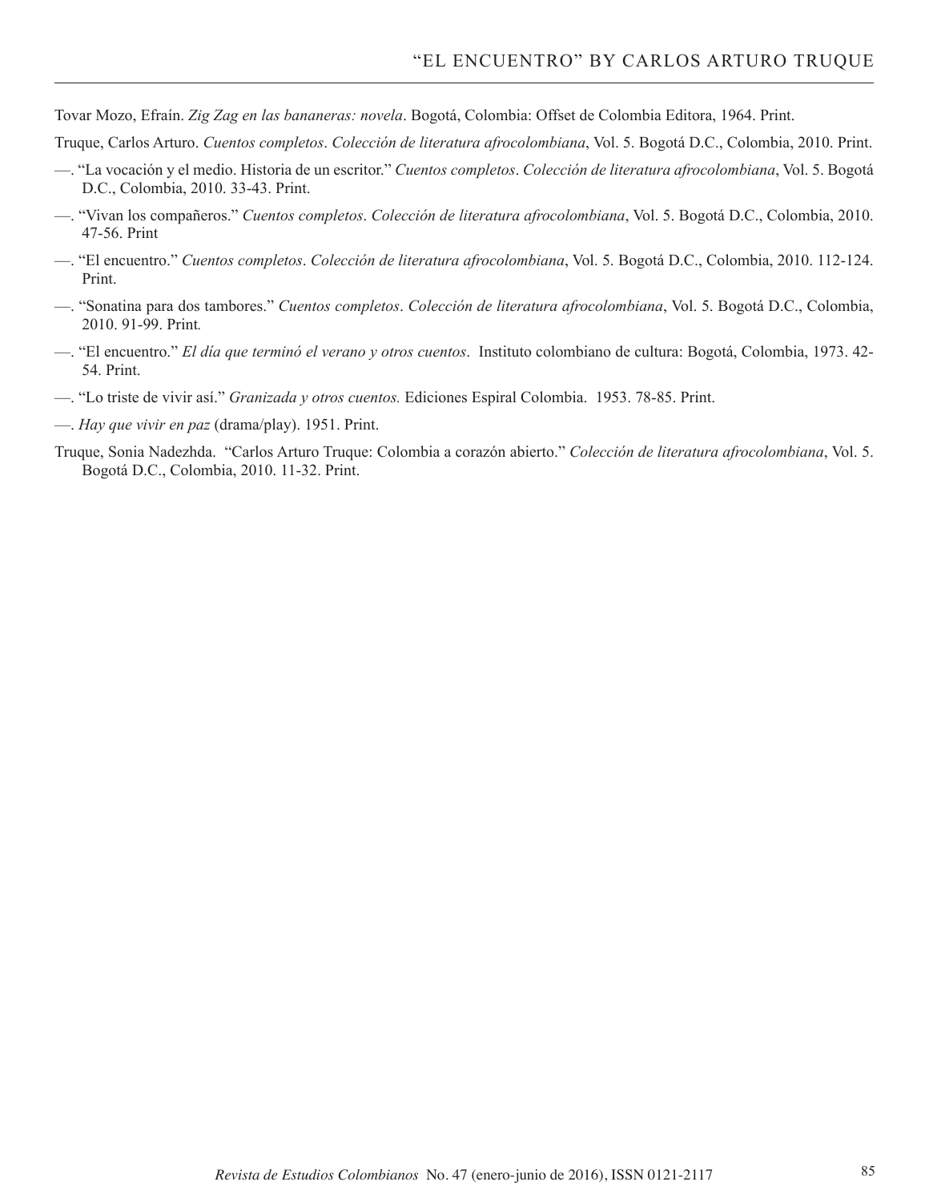Tovar Mozo, Efraín. *Zig Zag en las bananeras: novela*. Bogotá, Colombia: Offset de Colombia Editora, 1964. Print.

Truque, Carlos Arturo. *Cuentos completos*. *Colección de literatura afrocolombiana*, Vol. 5. Bogotá D.C., Colombia, 2010. Print.

—. "La vocación y el medio. Historia de un escritor." *Cuentos completos*. *Colección de literatura afrocolombiana*, Vol. 5. Bogotá D.C., Colombia, 2010. 33-43. Print.

—. "Vivan los compañeros." *Cuentos completos*. *Colección de literatura afrocolombiana*, Vol. 5. Bogotá D.C., Colombia, 2010. 47-56. Print

—. "El encuentro." *Cuentos completos*. *Colección de literatura afrocolombiana*, Vol. 5. Bogotá D.C., Colombia, 2010. 112-124. Print.

—. "Sonatina para dos tambores." *Cuentos completos*. *Colección de literatura afrocolombiana*, Vol. 5. Bogotá D.C., Colombia, 2010. 91-99. Print.

—. "El encuentro." *El día que terminó el verano y otros cuentos*. Instituto colombiano de cultura: Bogotá, Colombia, 1973. 42-54. Print.

—. "Lo triste de vivir así." *Granizada y otros cuentos.* Ediciones Espiral Colombia. 1953. 78-85. Print.

—. *Hay que vivir en paz* (drama/play). 1951. Print.

Truque, Sonia Nadezhda. "Carlos Arturo Truque: Colombia a corazón abierto." *Colección de literatura afrocolombiana*, Vol. 5. Bogotá D.C., Colombia, 2010. 11-32. Print.